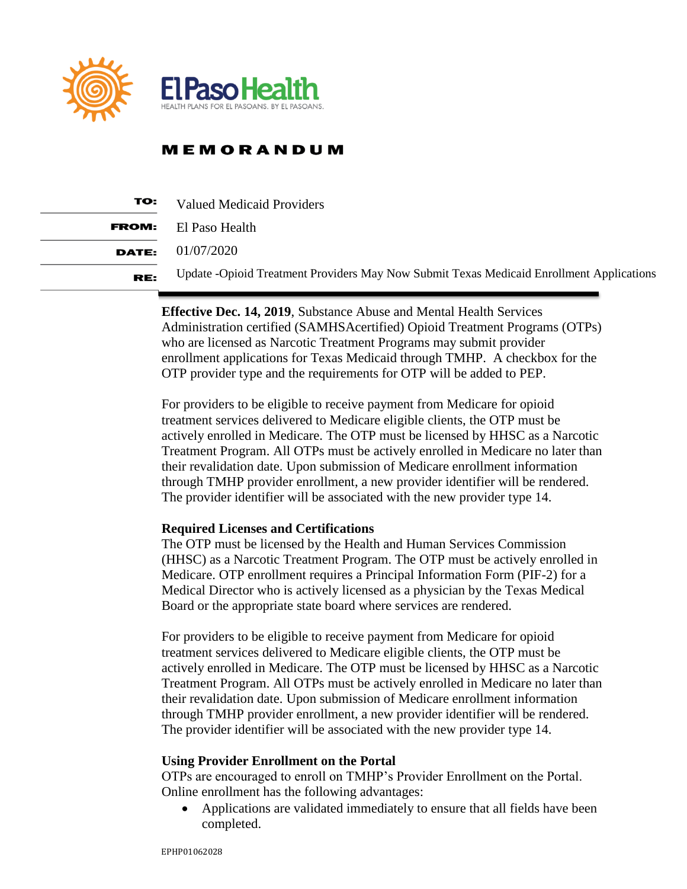El Paso Health

HEALTH PLANS FOR EL PASOANS. BY EL PASOANS.

# MEMORANDUM

**TO:** Valued Medicaid Providers

**FROM:** El Paso Health

**DATE:** 01/07/2020

**RE:** Update -Opioid Treatment Providers May Now Submit Texas Medicaid Enrollment Applications

**Effective Dec. 14, 2019**, Substance Abuse and Mental Health Services Administration certified (SAMHSAcertified) Opioid Treatment Programs (OTPs) who are licensed as Narcotic Treatment Programs may submit provider enrollment applications for Texas Medicaid through TMHP. A checkbox for the OTP provider type and the requirements for OTP will be added to PEP.

For providers to be eligible to receive payment from Medicare for opioid treatment services delivered to Medicare eligible clients, the OTP must be actively enrolled in Medicare. The OTP must be licensed by HHSC as a Narcotic Treatment Program. All OTPs must be actively enrolled in Medicare no later than their revalidation date. Upon submission of Medicare enrollment information through TMHP provider enrollment, a new provider identifier will be rendered. The provider identifier will be associated with the new provider type 14.

**Required Licenses and Certifications**

The OTP must be licensed by the Health and Human Services Commission (HHSC) as a Narcotic Treatment Program. The OTP must be actively enrolled in Medicare. OTP enrollment requires a Principal Information Form (PIF-2) for a Medical Director who is actively licensed as a physician by the Texas Medical Board or the appropriate state board where services are rendered.

For providers to be eligible to receive payment from Medicare for opioid treatment services delivered to Medicare eligible clients, the OTP must be actively enrolled in Medicare. The OTP must be licensed by HHSC as a Narcotic Treatment Program. All OTPs must be actively enrolled in Medicare no later than their revalidation date. Upon submission of Medicare enrollment information through TMHP provider enrollment, a new provider identifier will be rendered. The provider identifier will be associated with the new provider type 14.

**Using Provider Enrollment on the Portal**

OTPs are encouraged to enroll on TMHP's Provider Enrollment on the Portal. Online enrollment has the following advantages:

- Applications are validated immediately to ensure that all fields have been completed.

EPHP01062028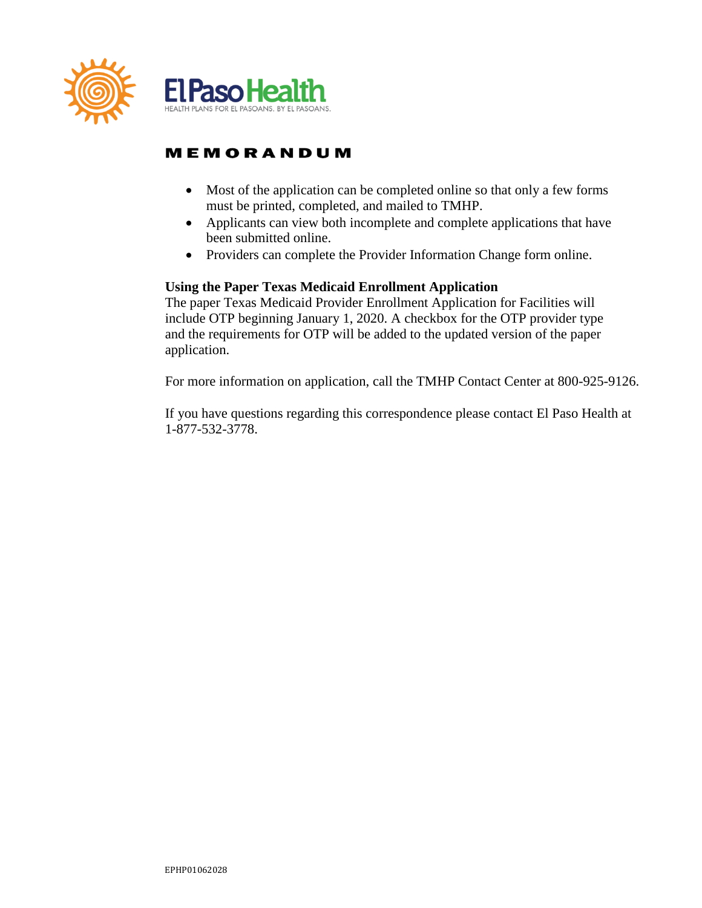# MEMORANDUM

- Most of the application can be completed online so that only a few forms must be printed, completed, and mailed to TMHP.
- Applicants can view both incomplete and complete applications that have been submitted online.
- Providers can complete the Provider Information Change form online.

**Using the Paper Texas Medicaid Enrollment Application**

The paper Texas Medicaid Provider Enrollment Application for Facilities will include OTP beginning January 1, 2020. A checkbox for the OTP provider type and the requirements for OTP will be added to the updated version of the paper application.

For more information on application, call the TMHP Contact Center at 800-925-9126.

If you have questions regarding this correspondence please contact El Paso Health at 1-877-532-3778.

EPHP01062028